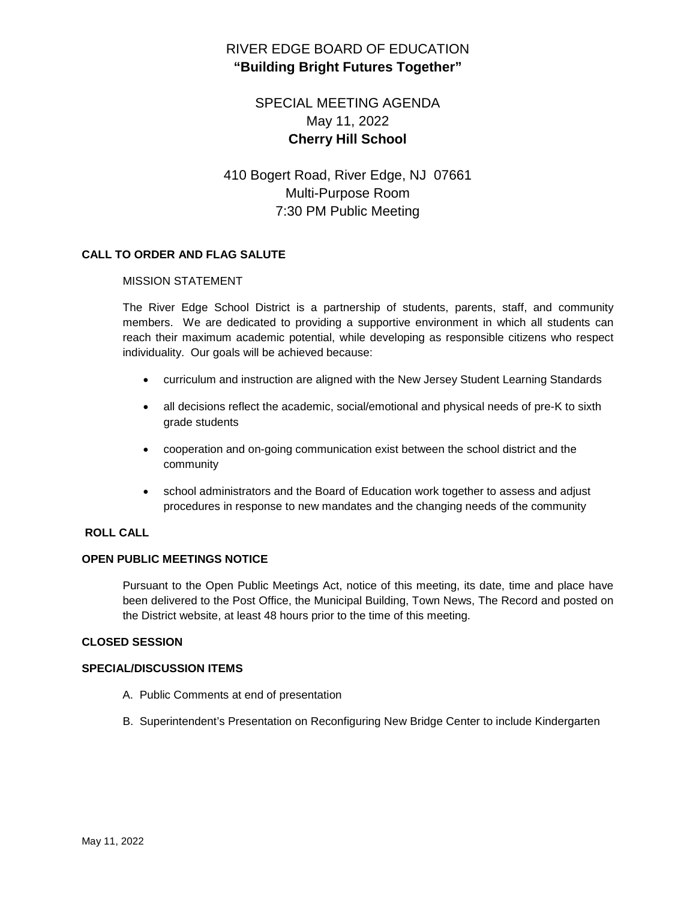# RIVER EDGE BOARD OF EDUCATION
**"Building Bright Futures Together"**

## SPECIAL MEETING AGENDA
May 11, 2022
**Cherry Hill School**

410 Bogert Road, River Edge, NJ 07661
Multi-Purpose Room
7:30 PM Public Meeting

**CALL TO ORDER AND FLAG SALUTE**

MISSION STATEMENT

The River Edge School District is a partnership of students, parents, staff, and community members. We are dedicated to providing a supportive environment in which all students can reach their maximum academic potential, while developing as responsible citizens who respect individuality. Our goals will be achieved because:

- curriculum and instruction are aligned with the New Jersey Student Learning Standards
- all decisions reflect the academic, social/emotional and physical needs of pre-K to sixth grade students
- cooperation and on-going communication exist between the school district and the community
- school administrators and the Board of Education work together to assess and adjust procedures in response to new mandates and the changing needs of the community

**ROLL CALL**

**OPEN PUBLIC MEETINGS NOTICE**

Pursuant to the Open Public Meetings Act, notice of this meeting, its date, time and place have been delivered to the Post Office, the Municipal Building, Town News, The Record and posted on the District website, at least 48 hours prior to the time of this meeting.

**CLOSED SESSION**

**SPECIAL/DISCUSSION ITEMS**

A. Public Comments at end of presentation

B. Superintendent's Presentation on Reconfiguring New Bridge Center to include Kindergarten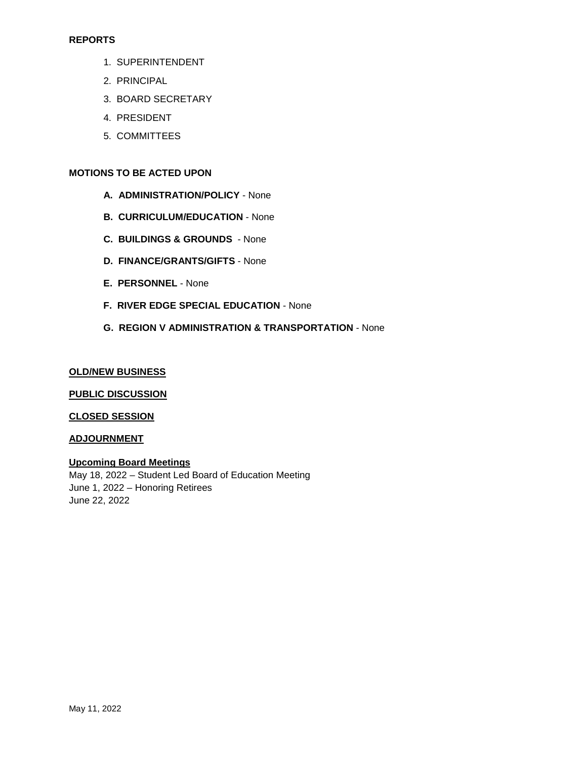**REPORTS**

1. SUPERINTENDENT
2. PRINCIPAL
3. BOARD SECRETARY
4. PRESIDENT
5. COMMITTEES

**MOTIONS TO BE ACTED UPON**

- **A. ADMINISTRATION/POLICY** - None
- **B. CURRICULUM/EDUCATION** - None
- **C. BUILDINGS & GROUNDS** - None
- **D. FINANCE/GRANTS/GIFTS** - None
- **E. PERSONNEL** - None
- **F. RIVER EDGE SPECIAL EDUCATION** - None
- **G. REGION V ADMINISTRATION & TRANSPORTATION** - None

**OLD/NEW BUSINESS**

**PUBLIC DISCUSSION**

**CLOSED SESSION**

**ADJOURNMENT**

**Upcoming Board Meetings**
May 18, 2022 – Student Led Board of Education Meeting
June 1, 2022 – Honoring Retirees
June 22, 2022

May 11, 2022